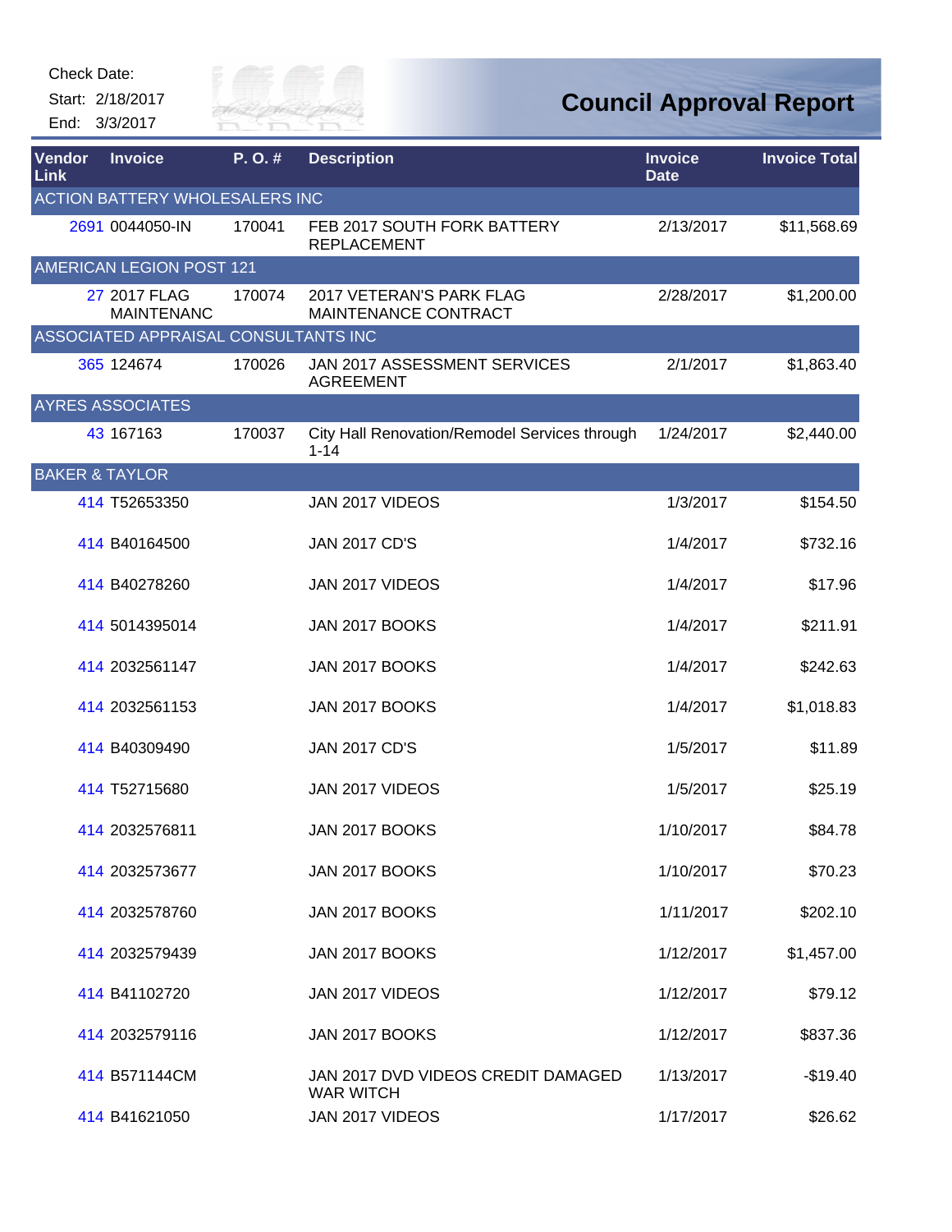Check Date:

Start: 2/18/2017

End: 3/3/2017

# Council Approval Report

| Vendor Link | Invoice | P. O. # | Description | Invoice Date | Invoice Total |
|---|---|---|---|---|---|
| ACTION BATTERY WHOLESALERS INC | | | | | |
| 2691 | 0044050-IN | 170041 | FEB 2017 SOUTH FORK BATTERY REPLACEMENT | 2/13/2017 | $11,568.69 |
| AMERICAN LEGION POST 121 | | | | | |
| 27 | 2017 FLAG MAINTENANC | 170074 | 2017 VETERAN'S PARK FLAG MAINTENANCE CONTRACT | 2/28/2017 | $1,200.00 |
| ASSOCIATED APPRAISAL CONSULTANTS INC | | | | | |
| 365 | 124674 | 170026 | JAN 2017 ASSESSMENT SERVICES AGREEMENT | 2/1/2017 | $1,863.40 |
| AYRES ASSOCIATES | | | | | |
| 43 | 167163 | 170037 | City Hall Renovation/Remodel Services through 1-14 | 1/24/2017 | $2,440.00 |
| BAKER & TAYLOR | | | | | |
| 414 | T52653350 | | JAN 2017 VIDEOS | 1/3/2017 | $154.50 |
| 414 | B40164500 | | JAN 2017 CD'S | 1/4/2017 | $732.16 |
| 414 | B40278260 | | JAN 2017 VIDEOS | 1/4/2017 | $17.96 |
| 414 | 5014395014 | | JAN 2017 BOOKS | 1/4/2017 | $211.91 |
| 414 | 2032561147 | | JAN 2017 BOOKS | 1/4/2017 | $242.63 |
| 414 | 2032561153 | | JAN 2017 BOOKS | 1/4/2017 | $1,018.83 |
| 414 | B40309490 | | JAN 2017 CD'S | 1/5/2017 | $11.89 |
| 414 | T52715680 | | JAN 2017 VIDEOS | 1/5/2017 | $25.19 |
| 414 | 2032576811 | | JAN 2017 BOOKS | 1/10/2017 | $84.78 |
| 414 | 2032573677 | | JAN 2017 BOOKS | 1/10/2017 | $70.23 |
| 414 | 2032578760 | | JAN 2017 BOOKS | 1/11/2017 | $202.10 |
| 414 | 2032579439 | | JAN 2017 BOOKS | 1/12/2017 | $1,457.00 |
| 414 | B41102720 | | JAN 2017 VIDEOS | 1/12/2017 | $79.12 |
| 414 | 2032579116 | | JAN 2017 BOOKS | 1/12/2017 | $837.36 |
| 414 | B571144CM | | JAN 2017 DVD VIDEOS CREDIT DAMAGED WAR WITCH | 1/13/2017 | -$19.40 |
| 414 | B41621050 | | JAN 2017 VIDEOS | 1/17/2017 | $26.62 |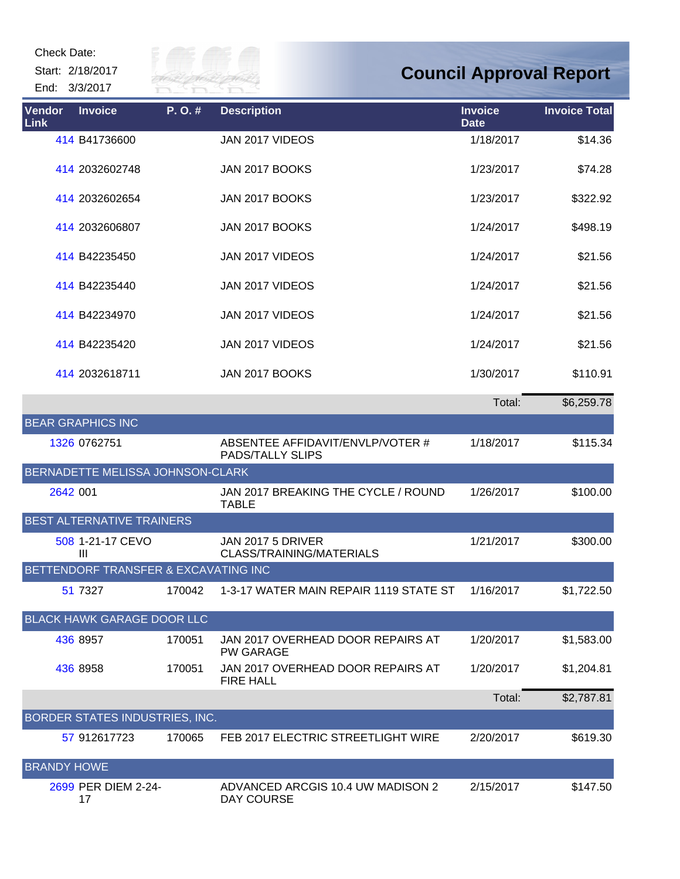Check Date:

Start: 2/18/2017

End: 3/3/2017

# Council Approval Report

| Vendor Link | Invoice | P. O. # | Description | Invoice Date | Invoice Total |
|---|---|---|---|---|---|
| 414 | B41736600 | | JAN 2017 VIDEOS | 1/18/2017 | $14.36 |
| 414 | 2032602748 | | JAN 2017 BOOKS | 1/23/2017 | $74.28 |
| 414 | 2032602654 | | JAN 2017 BOOKS | 1/23/2017 | $322.92 |
| 414 | 2032606807 | | JAN 2017 BOOKS | 1/24/2017 | $498.19 |
| 414 | B42235450 | | JAN 2017 VIDEOS | 1/24/2017 | $21.56 |
| 414 | B42235440 | | JAN 2017 VIDEOS | 1/24/2017 | $21.56 |
| 414 | B42234970 | | JAN 2017 VIDEOS | 1/24/2017 | $21.56 |
| 414 | B42235420 | | JAN 2017 VIDEOS | 1/24/2017 | $21.56 |
| 414 | 2032618711 | | JAN 2017 BOOKS | 1/30/2017 | $110.91 |
| | | | | Total: | $6,259.78 |
| **BEAR GRAPHICS INC** | | | | | |
| 1326 | 0762751 | | ABSENTEE AFFIDAVIT/ENVLP/VOTER # PADS/TALLY SLIPS | 1/18/2017 | $115.34 |
| **BERNADETTE MELISSA JOHNSON-CLARK** | | | | | |
| 2642 | 001 | | JAN 2017 BREAKING THE CYCLE / ROUND TABLE | 1/26/2017 | $100.00 |
| **BEST ALTERNATIVE TRAINERS** | | | | | |
| 508 | 1-21-17 CEVO III | | JAN 2017 5 DRIVER CLASS/TRAINING/MATERIALS | 1/21/2017 | $300.00 |
| **BETTENDORF TRANSFER & EXCAVATING INC** | | | | | |
| 51 | 7327 | 170042 | 1-3-17 WATER MAIN REPAIR 1119 STATE ST | 1/16/2017 | $1,722.50 |
| **BLACK HAWK GARAGE DOOR LLC** | | | | | |
| 436 | 8957 | 170051 | JAN 2017 OVERHEAD DOOR REPAIRS AT PW GARAGE | 1/20/2017 | $1,583.00 |
| 436 | 8958 | 170051 | JAN 2017 OVERHEAD DOOR REPAIRS AT FIRE HALL | 1/20/2017 | $1,204.81 |
| | | | | Total: | $2,787.81 |
| **BORDER STATES INDUSTRIES, INC.** | | | | | |
| 57 | 912617723 | 170065 | FEB 2017 ELECTRIC STREETLIGHT WIRE | 2/20/2017 | $619.30 |
| **BRANDY HOWE** | | | | | |
| 2699 | PER DIEM 2-24-17 | | ADVANCED ARCGIS 10.4 UW MADISON 2 DAY COURSE | 2/15/2017 | $147.50 |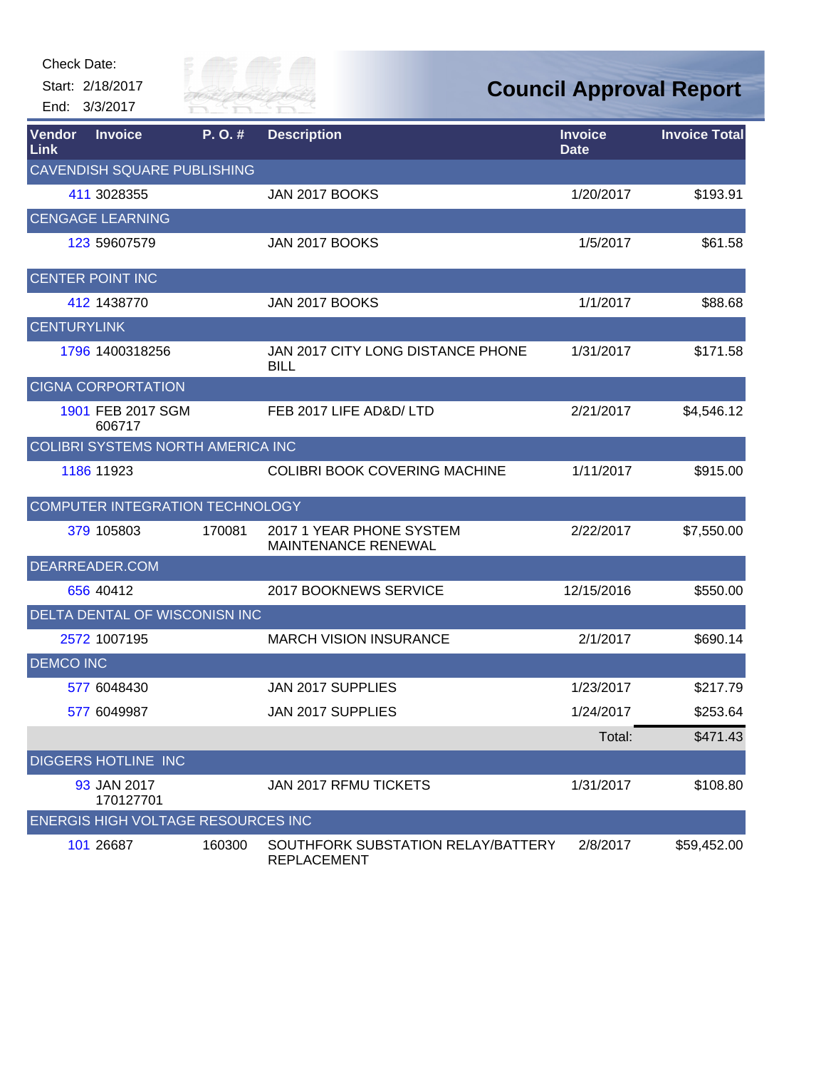Check Date:

Start: 2/18/2017

End: 3/3/2017

# Council Approval Report

| Vendor Link | Invoice | P. O. # | Description | Invoice Date | Invoice Total |
|---|---|---|---|---|---|
| CAVENDISH SQUARE PUBLISHING | | | | | |
| 411 | 3028355 | | JAN 2017 BOOKS | 1/20/2017 | $193.91 |
| CENGAGE LEARNING | | | | | |
| 123 | 59607579 | | JAN 2017 BOOKS | 1/5/2017 | $61.58 |
| CENTER POINT INC | | | | | |
| 412 | 1438770 | | JAN 2017 BOOKS | 1/1/2017 | $88.68 |
| CENTURYLINK | | | | | |
| 1796 | 1400318256 | | JAN 2017 CITY LONG DISTANCE PHONE BILL | 1/31/2017 | $171.58 |
| CIGNA CORPORTATION | | | | | |
| 1901 | FEB 2017 SGM 606717 | | FEB 2017 LIFE AD&D/ LTD | 2/21/2017 | $4,546.12 |
| COLIBRI SYSTEMS NORTH AMERICA INC | | | | | |
| 1186 | 11923 | | COLIBRI BOOK COVERING MACHINE | 1/11/2017 | $915.00 |
| COMPUTER INTEGRATION TECHNOLOGY | | | | | |
| 379 | 105803 | 170081 | 2017 1 YEAR PHONE SYSTEM MAINTENANCE RENEWAL | 2/22/2017 | $7,550.00 |
| DEARREADER.COM | | | | | |
| 656 | 40412 | | 2017 BOOKNEWS SERVICE | 12/15/2016 | $550.00 |
| DELTA DENTAL OF WISCONISN INC | | | | | |
| 2572 | 1007195 | | MARCH VISION INSURANCE | 2/1/2017 | $690.14 |
| DEMCO INC | | | | | |
| 577 | 6048430 | | JAN 2017 SUPPLIES | 1/23/2017 | $217.79 |
| 577 | 6049987 | | JAN 2017 SUPPLIES | 1/24/2017 | $253.64 |
| | | | | Total: | $471.43 |
| DIGGERS HOTLINE INC | | | | | |
| 93 | JAN 2017 170127701 | | JAN 2017 RFMU TICKETS | 1/31/2017 | $108.80 |
| ENERGIS HIGH VOLTAGE RESOURCES INC | | | | | |
| 101 | 26687 | 160300 | SOUTHFORK SUBSTATION RELAY/BATTERY REPLACEMENT | 2/8/2017 | $59,452.00 |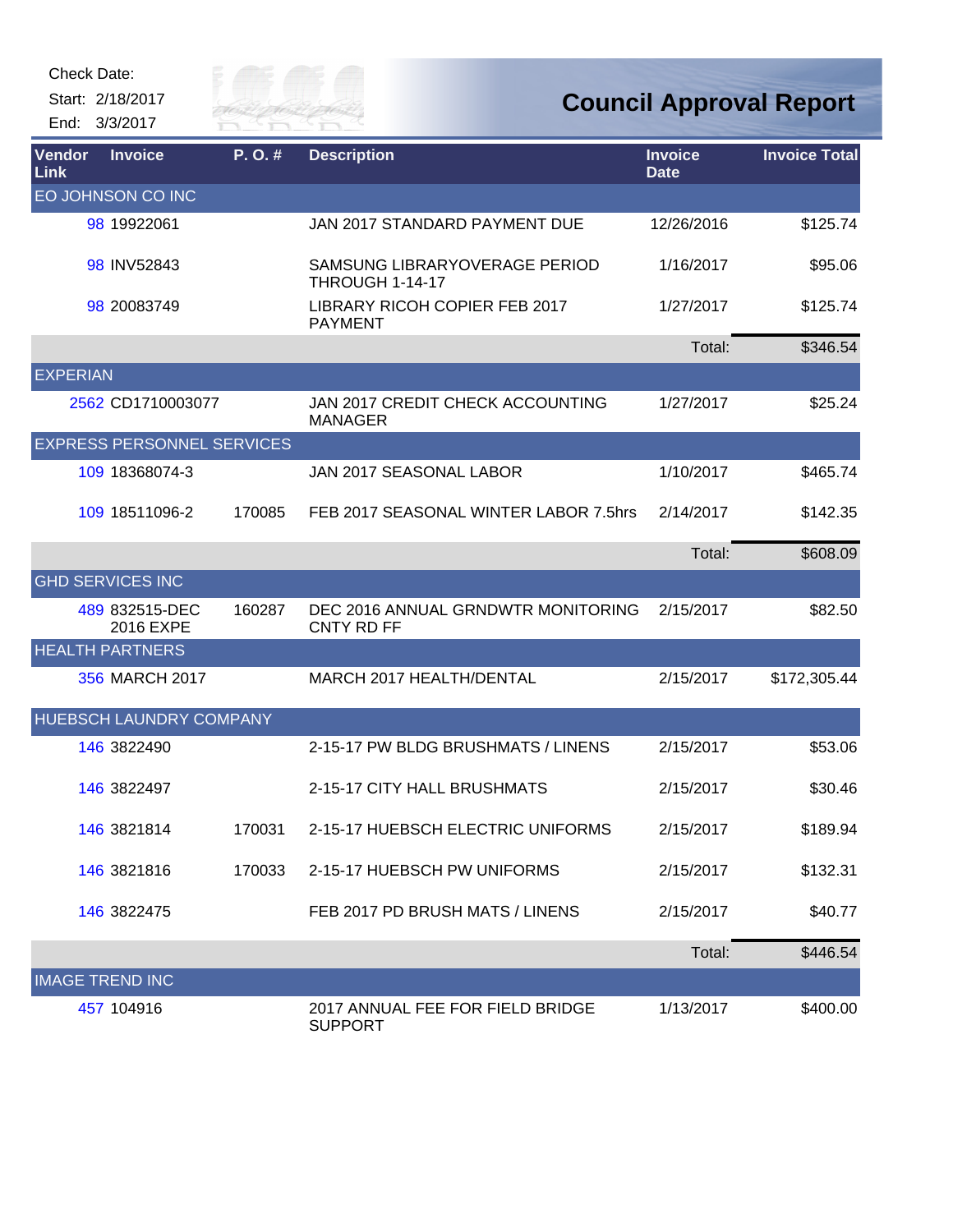Check Date:

Start: 2/18/2017

End: 3/3/2017

# Council Approval Report

| Vendor Link | Invoice | P. O. # | Description | Invoice Date | Invoice Total |
|---|---|---|---|---|---|
| EO JOHNSON CO INC | | | | | |
| 98 | 19922061 | | JAN 2017 STANDARD PAYMENT DUE | 12/26/2016 | $125.74 |
| 98 | INV52843 | | SAMSUNG LIBRARYOVERAGE PERIOD THROUGH 1-14-17 | 1/16/2017 | $95.06 |
| 98 | 20083749 | | LIBRARY RICOH COPIER FEB 2017 PAYMENT | 1/27/2017 | $125.74 |
| | | | | Total: | $346.54 |
| EXPERIAN | | | | | |
| 2562 | CD1710003077 | | JAN 2017 CREDIT CHECK ACCOUNTING MANAGER | 1/27/2017 | $25.24 |
| EXPRESS PERSONNEL SERVICES | | | | | |
| 109 | 18368074-3 | | JAN 2017 SEASONAL LABOR | 1/10/2017 | $465.74 |
| 109 | 18511096-2 | 170085 | FEB 2017 SEASONAL WINTER LABOR 7.5hrs | 2/14/2017 | $142.35 |
| | | | | Total: | $608.09 |
| GHD SERVICES INC | | | | | |
| 489 | 832515-DEC 2016 EXPE | 160287 | DEC 2016 ANNUAL GRNDWTR MONITORING CNTY RD FF | 2/15/2017 | $82.50 |
| HEALTH PARTNERS | | | | | |
| 356 | MARCH 2017 | | MARCH 2017 HEALTH/DENTAL | 2/15/2017 | $172,305.44 |
| HUEBSCH LAUNDRY COMPANY | | | | | |
| 146 | 3822490 | | 2-15-17 PW BLDG BRUSHMATS / LINENS | 2/15/2017 | $53.06 |
| 146 | 3822497 | | 2-15-17 CITY HALL BRUSHMATS | 2/15/2017 | $30.46 |
| 146 | 3821814 | 170031 | 2-15-17 HUEBSCH ELECTRIC UNIFORMS | 2/15/2017 | $189.94 |
| 146 | 3821816 | 170033 | 2-15-17 HUEBSCH PW UNIFORMS | 2/15/2017 | $132.31 |
| 146 | 3822475 | | FEB 2017 PD BRUSH MATS / LINENS | 2/15/2017 | $40.77 |
| | | | | Total: | $446.54 |
| IMAGE TREND INC | | | | | |
| 457 | 104916 | | 2017 ANNUAL FEE FOR FIELD BRIDGE SUPPORT | 1/13/2017 | $400.00 |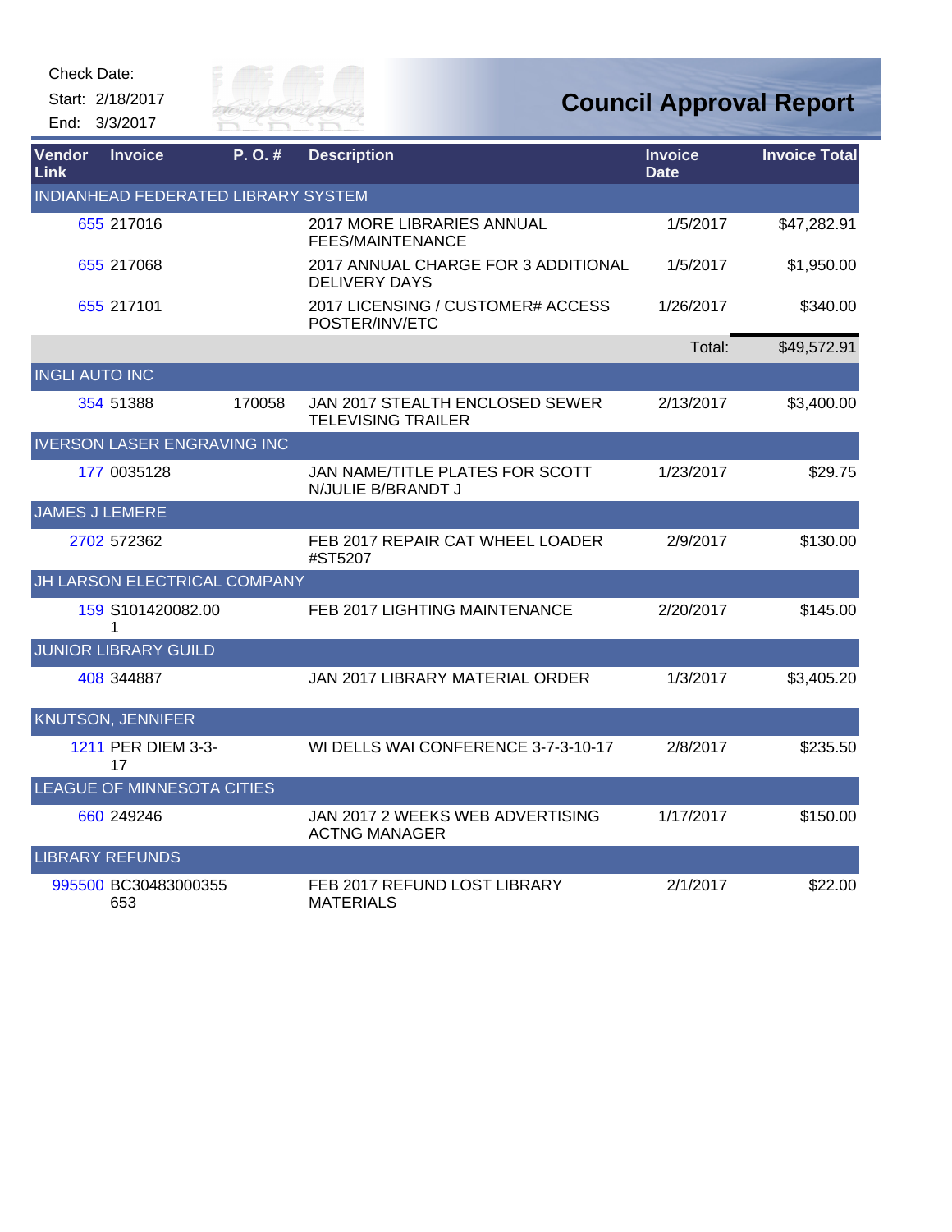Check Date:

Start: 2/18/2017

End: 3/3/2017

# Council Approval Report

| Vendor Link | Invoice | P. O. # | Description | Invoice Date | Invoice Total |
|---|---|---|---|---|---|
| INDIANHEAD FEDERATED LIBRARY SYSTEM | | | | | |
| 655 | 217016 | | 2017 MORE LIBRARIES ANNUAL FEES/MAINTENANCE | 1/5/2017 | $47,282.91 |
| 655 | 217068 | | 2017 ANNUAL CHARGE FOR 3 ADDITIONAL DELIVERY DAYS | 1/5/2017 | $1,950.00 |
| 655 | 217101 | | 2017 LICENSING / CUSTOMER# ACCESS POSTER/INV/ETC | 1/26/2017 | $340.00 |
| | | | | Total: | $49,572.91 |
| INGLI AUTO INC | | | | | |
| 354 | 51388 | 170058 | JAN 2017 STEALTH ENCLOSED SEWER TELEVISING TRAILER | 2/13/2017 | $3,400.00 |
| IVERSON LASER ENGRAVING INC | | | | | |
| 177 | 0035128 | | JAN NAME/TITLE PLATES FOR SCOTT N/JULIE B/BRANDT J | 1/23/2017 | $29.75 |
| JAMES J LEMERE | | | | | |
| 2702 | 572362 | | FEB 2017 REPAIR CAT WHEEL LOADER #ST5207 | 2/9/2017 | $130.00 |
| JH LARSON ELECTRICAL COMPANY | | | | | |
| 159 | S101420082.001 | | FEB 2017 LIGHTING MAINTENANCE | 2/20/2017 | $145.00 |
| JUNIOR LIBRARY GUILD | | | | | |
| 408 | 344887 | | JAN 2017 LIBRARY MATERIAL ORDER | 1/3/2017 | $3,405.20 |
| KNUTSON, JENNIFER | | | | | |
| 1211 | PER DIEM 3-3-17 | | WI DELLS WAI CONFERENCE 3-7-3-10-17 | 2/8/2017 | $235.50 |
| LEAGUE OF MINNESOTA CITIES | | | | | |
| 660 | 249246 | | JAN 2017 2 WEEKS WEB ADVERTISING ACTNG MANAGER | 1/17/2017 | $150.00 |
| LIBRARY REFUNDS | | | | | |
| 995500 | BC30483000355653 | | FEB 2017 REFUND LOST LIBRARY MATERIALS | 2/1/2017 | $22.00 |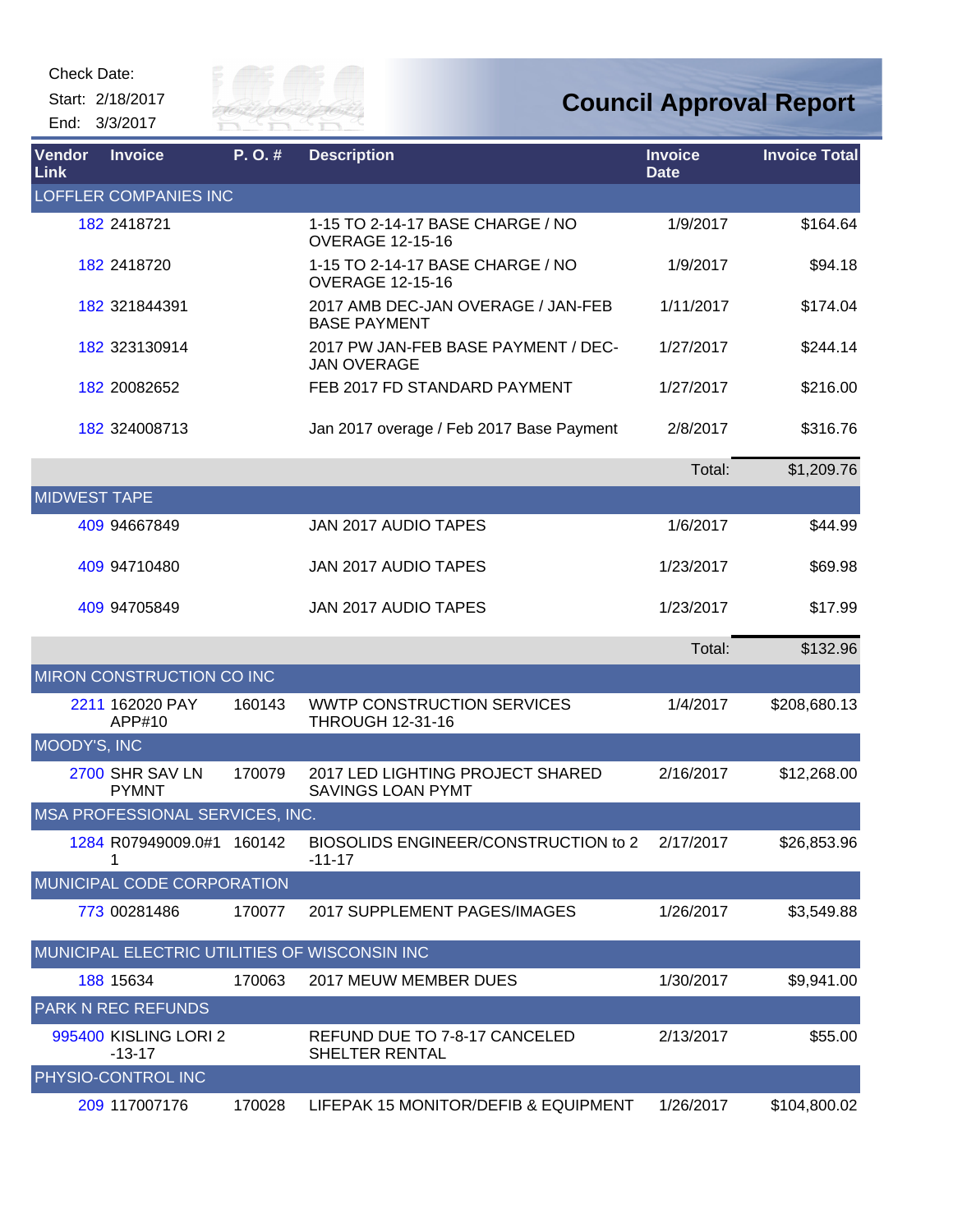Check Date:

Start: 2/18/2017

End: 3/3/2017

# Council Approval Report

| Vendor Link | Invoice | P. O. # | Description | Invoice Date | Invoice Total |
|---|---|---|---|---|---|
| LOFFLER COMPANIES INC | | | | | |
| 182 | 2418721 | | 1-15 TO 2-14-17 BASE CHARGE / NO OVERAGE 12-15-16 | 1/9/2017 | $164.64 |
| 182 | 2418720 | | 1-15 TO 2-14-17 BASE CHARGE / NO OVERAGE 12-15-16 | 1/9/2017 | $94.18 |
| 182 | 321844391 | | 2017 AMB DEC-JAN OVERAGE / JAN-FEB BASE PAYMENT | 1/11/2017 | $174.04 |
| 182 | 323130914 | | 2017 PW JAN-FEB BASE PAYMENT / DEC-JAN OVERAGE | 1/27/2017 | $244.14 |
| 182 | 20082652 | | FEB 2017 FD STANDARD PAYMENT | 1/27/2017 | $216.00 |
| 182 | 324008713 | | Jan 2017 overage / Feb 2017 Base Payment | 2/8/2017 | $316.76 |
| | | | | Total: | $1,209.76 |
| MIDWEST TAPE | | | | | |
| 409 | 94667849 | | JAN 2017 AUDIO TAPES | 1/6/2017 | $44.99 |
| 409 | 94710480 | | JAN 2017 AUDIO TAPES | 1/23/2017 | $69.98 |
| 409 | 94705849 | | JAN 2017 AUDIO TAPES | 1/23/2017 | $17.99 |
| | | | | Total: | $132.96 |
| MIRON CONSTRUCTION CO INC | | | | | |
| 2211 | 162020 PAY APP#10 | 160143 | WWTP CONSTRUCTION SERVICES THROUGH 12-31-16 | 1/4/2017 | $208,680.13 |
| MOODY'S, INC | | | | | |
| 2700 | SHR SAV LN PYMNT | 170079 | 2017 LED LIGHTING PROJECT SHARED SAVINGS LOAN PYMT | 2/16/2017 | $12,268.00 |
| MSA PROFESSIONAL SERVICES, INC. | | | | | |
| 1284 | R07949009.0#11 | 160142 | BIOSOLIDS ENGINEER/CONSTRUCTION to 2-11-17 | 2/17/2017 | $26,853.96 |
| MUNICIPAL CODE CORPORATION | | | | | |
| 773 | 00281486 | 170077 | 2017 SUPPLEMENT PAGES/IMAGES | 1/26/2017 | $3,549.88 |
| MUNICIPAL ELECTRIC UTILITIES OF WISCONSIN INC | | | | | |
| 188 | 15634 | 170063 | 2017 MEUW MEMBER DUES | 1/30/2017 | $9,941.00 |
| PARK N REC REFUNDS | | | | | |
| 995400 | KISLING LORI 2-13-17 | | REFUND DUE TO 7-8-17 CANCELED SHELTER RENTAL | 2/13/2017 | $55.00 |
| PHYSIO-CONTROL INC | | | | | |
| 209 | 117007176 | 170028 | LIFEPAK 15 MONITOR/DEFIB & EQUIPMENT | 1/26/2017 | $104,800.02 |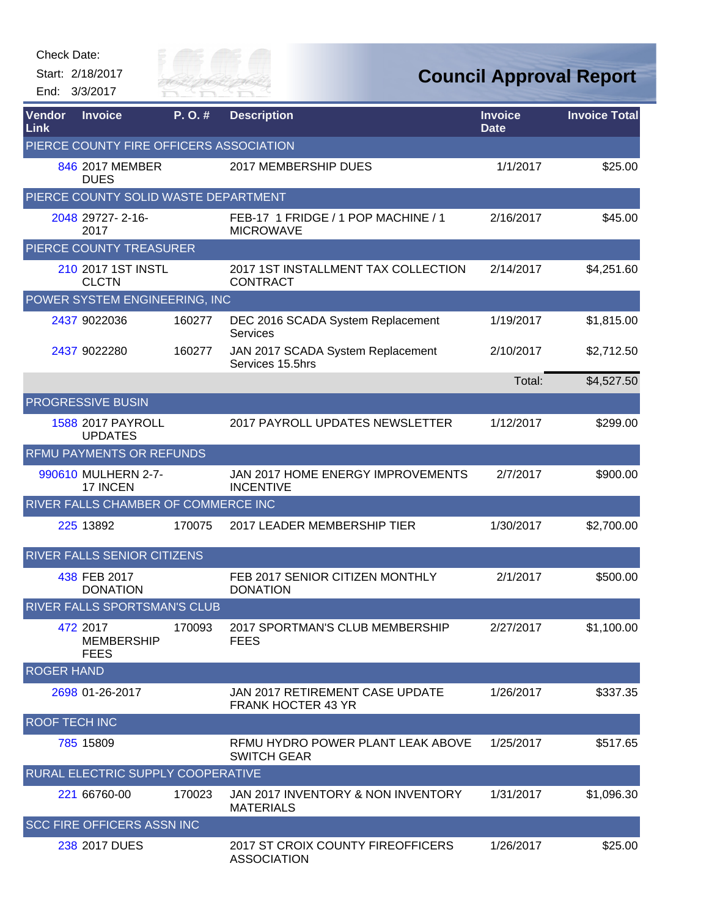Check Date:

Start: 2/18/2017

End: 3/3/2017

# Council Approval Report

| Vendor Link | Invoice | P. O. # | Description | Invoice Date | Invoice Total |
|---|---|---|---|---|---|
| PIERCE COUNTY FIRE OFFICERS ASSOCIATION | | | | | |
| 846 | 2017 MEMBER DUES | | 2017 MEMBERSHIP DUES | 1/1/2017 | $25.00 |
| PIERCE COUNTY SOLID WASTE DEPARTMENT | | | | | |
| 2048 | 29727- 2-16-2017 | | FEB-17 1 FRIDGE / 1 POP MACHINE / 1 MICROWAVE | 2/16/2017 | $45.00 |
| PIERCE COUNTY TREASURER | | | | | |
| 210 | 2017 1ST INSTL CLCTN | | 2017 1ST INSTALLMENT TAX COLLECTION CONTRACT | 2/14/2017 | $4,251.60 |
| POWER SYSTEM ENGINEERING, INC | | | | | |
| 2437 | 9022036 | 160277 | DEC 2016 SCADA System Replacement Services | 1/19/2017 | $1,815.00 |
| 2437 | 9022280 | 160277 | JAN 2017 SCADA System Replacement Services 15.5hrs | 2/10/2017 | $2,712.50 |
| | | | | Total: | $4,527.50 |
| PROGRESSIVE BUSIN | | | | | |
| 1588 | 2017 PAYROLL UPDATES | | 2017 PAYROLL UPDATES NEWSLETTER | 1/12/2017 | $299.00 |
| RFMU PAYMENTS OR REFUNDS | | | | | |
| 990610 | MULHERN 2-7-17 INCEN | | JAN 2017 HOME ENERGY IMPROVEMENTS INCENTIVE | 2/7/2017 | $900.00 |
| RIVER FALLS CHAMBER OF COMMERCE INC | | | | | |
| 225 | 13892 | 170075 | 2017 LEADER MEMBERSHIP TIER | 1/30/2017 | $2,700.00 |
| RIVER FALLS SENIOR CITIZENS | | | | | |
| 438 | FEB 2017 DONATION | | FEB 2017 SENIOR CITIZEN MONTHLY DONATION | 2/1/2017 | $500.00 |
| RIVER FALLS SPORTSMAN'S CLUB | | | | | |
| 472 | 2017 MEMBERSHIP FEES | 170093 | 2017 SPORTMAN'S CLUB MEMBERSHIP FEES | 2/27/2017 | $1,100.00 |
| ROGER HAND | | | | | |
| 2698 | 01-26-2017 | | JAN 2017 RETIREMENT CASE UPDATE FRANK HOCTER 43 YR | 1/26/2017 | $337.35 |
| ROOF TECH INC | | | | | |
| 785 | 15809 | | RFMU HYDRO POWER PLANT LEAK ABOVE SWITCH GEAR | 1/25/2017 | $517.65 |
| RURAL ELECTRIC SUPPLY COOPERATIVE | | | | | |
| 221 | 66760-00 | 170023 | JAN 2017 INVENTORY & NON INVENTORY MATERIALS | 1/31/2017 | $1,096.30 |
| SCC FIRE OFFICERS ASSN INC | | | | | |
| 238 | 2017 DUES | | 2017 ST CROIX COUNTY FIREOFFICERS ASSOCIATION | 1/26/2017 | $25.00 |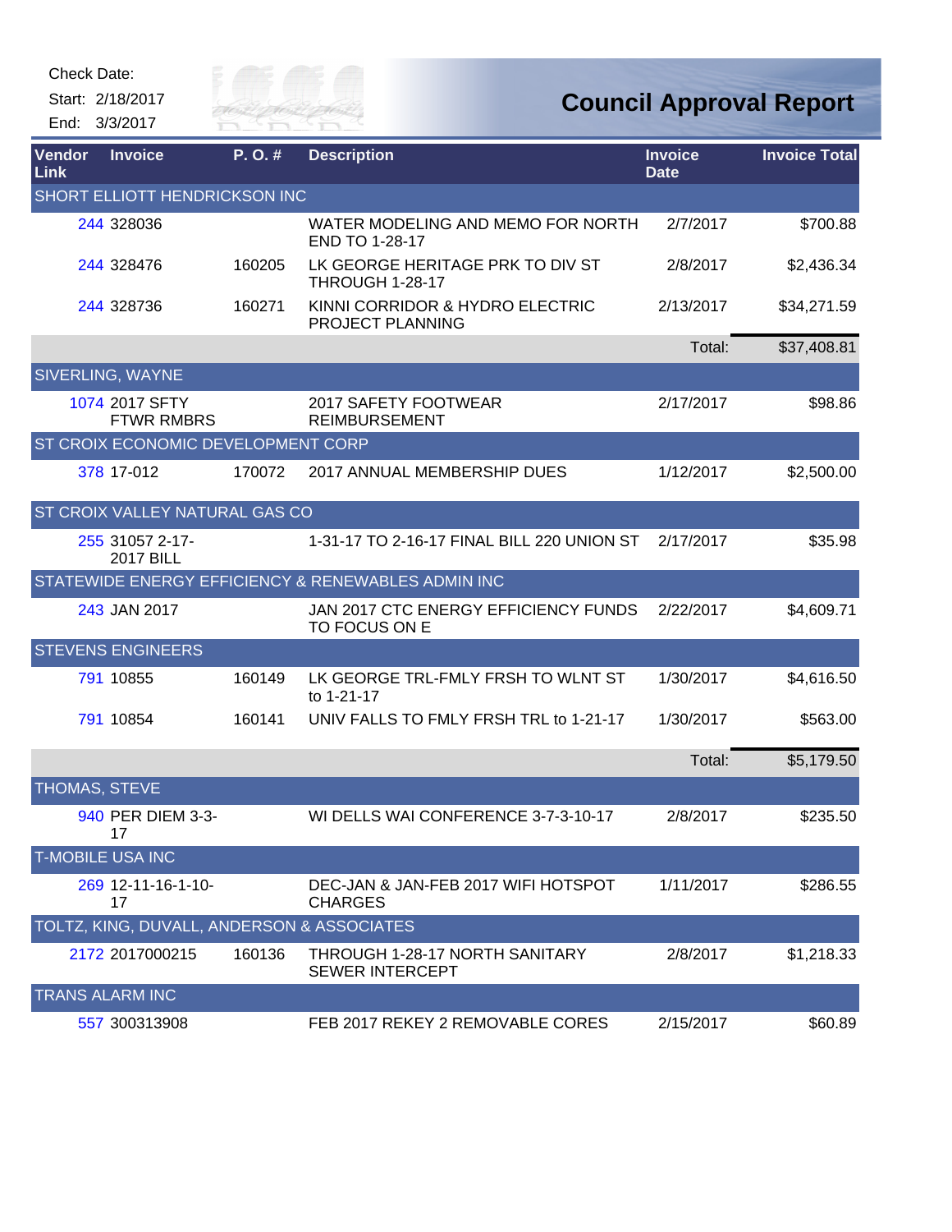Check Date:

Start: 2/18/2017

End: 3/3/2017

# Council Approval Report

| Vendor Link | Invoice | P. O. # | Description | Invoice Date | Invoice Total |
|---|---|---|---|---|---|
| **SHORT ELLIOTT HENDRICKSON INC** | | | | | |
| 244 | 328036 | | WATER MODELING AND MEMO FOR NORTH END TO 1-28-17 | 2/7/2017 | $700.88 |
| 244 | 328476 | 160205 | LK GEORGE HERITAGE PRK TO DIV ST THROUGH 1-28-17 | 2/8/2017 | $2,436.34 |
| 244 | 328736 | 160271 | KINNI CORRIDOR & HYDRO ELECTRIC PROJECT PLANNING | 2/13/2017 | $34,271.59 |
| | | | | Total: | $37,408.81 |
| **SIVERLING, WAYNE** | | | | | |
| 1074 | 2017 SFTY FTWR RMBRS | | 2017 SAFETY FOOTWEAR REIMBURSEMENT | 2/17/2017 | $98.86 |
| **ST CROIX ECONOMIC DEVELOPMENT CORP** | | | | | |
| 378 | 17-012 | 170072 | 2017 ANNUAL MEMBERSHIP DUES | 1/12/2017 | $2,500.00 |
| **ST CROIX VALLEY NATURAL GAS CO** | | | | | |
| 255 | 31057 2-17-2017 BILL | | 1-31-17 TO 2-16-17 FINAL BILL 220 UNION ST | 2/17/2017 | $35.98 |
| **STATEWIDE ENERGY EFFICIENCY & RENEWABLES ADMIN INC** | | | | | |
| 243 | JAN 2017 | | JAN 2017 CTC ENERGY EFFICIENCY FUNDS TO FOCUS ON E | 2/22/2017 | $4,609.71 |
| **STEVENS ENGINEERS** | | | | | |
| 791 | 10855 | 160149 | LK GEORGE TRL-FMLY FRSH TO WLNT ST to 1-21-17 | 1/30/2017 | $4,616.50 |
| 791 | 10854 | 160141 | UNIV FALLS TO FMLY FRSH TRL to 1-21-17 | 1/30/2017 | $563.00 |
| | | | | Total: | $5,179.50 |
| **THOMAS, STEVE** | | | | | |
| 940 | PER DIEM 3-3-17 | | WI DELLS WAI CONFERENCE 3-7-3-10-17 | 2/8/2017 | $235.50 |
| **T-MOBILE USA INC** | | | | | |
| 269 | 12-11-16-1-10-17 | | DEC-JAN & JAN-FEB 2017 WIFI HOTSPOT CHARGES | 1/11/2017 | $286.55 |
| **TOLTZ, KING, DUVALL, ANDERSON & ASSOCIATES** | | | | | |
| 2172 | 2017000215 | 160136 | THROUGH 1-28-17 NORTH SANITARY SEWER INTERCEPT | 2/8/2017 | $1,218.33 |
| **TRANS ALARM INC** | | | | | |
| 557 | 300313908 | | FEB 2017 REKEY 2 REMOVABLE CORES | 2/15/2017 | $60.89 |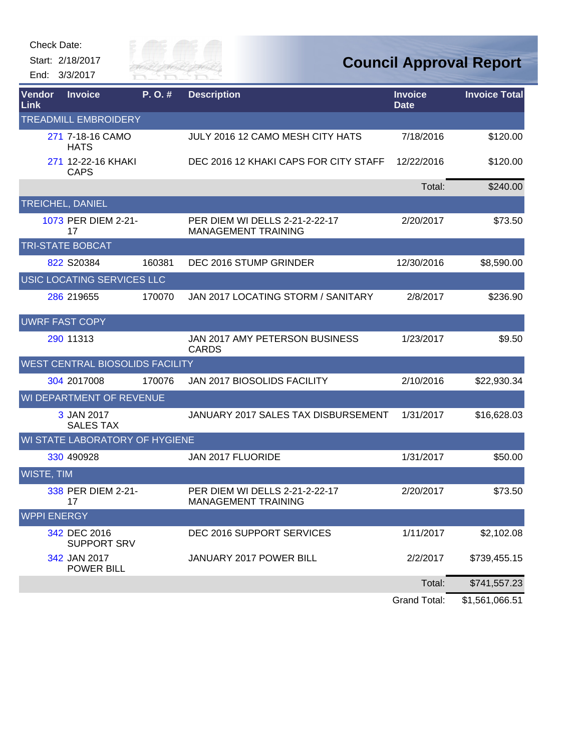Check Date:

Start: 2/18/2017

End: 3/3/2017

# Council Approval Report

| Vendor Link | Invoice | P. O. # | Description | Invoice Date | Invoice Total |
|---|---|---|---|---|---|
| TREADMILL EMBROIDERY | | | | | |
| 271 | 7-18-16 CAMO HATS | | JULY 2016 12 CAMO MESH CITY HATS | 7/18/2016 | $120.00 |
| 271 | 12-22-16 KHAKI CAPS | | DEC 2016 12 KHAKI CAPS FOR CITY STAFF | 12/22/2016 | $120.00 |
| | | | | Total: | $240.00 |
| TREICHEL, DANIEL | | | | | |
| 1073 | PER DIEM 2-21-17 | | PER DIEM WI DELLS 2-21-2-22-17 MANAGEMENT TRAINING | 2/20/2017 | $73.50 |
| TRI-STATE BOBCAT | | | | | |
| 822 | S20384 | 160381 | DEC 2016 STUMP GRINDER | 12/30/2016 | $8,590.00 |
| USIC LOCATING SERVICES LLC | | | | | |
| 286 | 219655 | 170070 | JAN 2017 LOCATING STORM / SANITARY | 2/8/2017 | $236.90 |
| UWRF FAST COPY | | | | | |
| 290 | 11313 | | JAN 2017 AMY PETERSON BUSINESS CARDS | 1/23/2017 | $9.50 |
| WEST CENTRAL BIOSOLIDS FACILITY | | | | | |
| 304 | 2017008 | 170076 | JAN 2017 BIOSOLIDS FACILITY | 2/10/2016 | $22,930.34 |
| WI DEPARTMENT OF REVENUE | | | | | |
| 3 | JAN 2017 SALES TAX | | JANUARY 2017 SALES TAX DISBURSEMENT | 1/31/2017 | $16,628.03 |
| WI STATE LABORATORY OF HYGIENE | | | | | |
| 330 | 490928 | | JAN 2017 FLUORIDE | 1/31/2017 | $50.00 |
| WISTE, TIM | | | | | |
| 338 | PER DIEM 2-21-17 | | PER DIEM WI DELLS 2-21-2-22-17 MANAGEMENT TRAINING | 2/20/2017 | $73.50 |
| WPPI ENERGY | | | | | |
| 342 | DEC 2016 SUPPORT SRV | | DEC 2016 SUPPORT SERVICES | 1/11/2017 | $2,102.08 |
| 342 | JAN 2017 POWER BILL | | JANUARY 2017 POWER BILL | 2/2/2017 | $739,455.15 |
| | | | | Total: | $741,557.23 |
| | | | | Grand Total: | $1,561,066.51 |